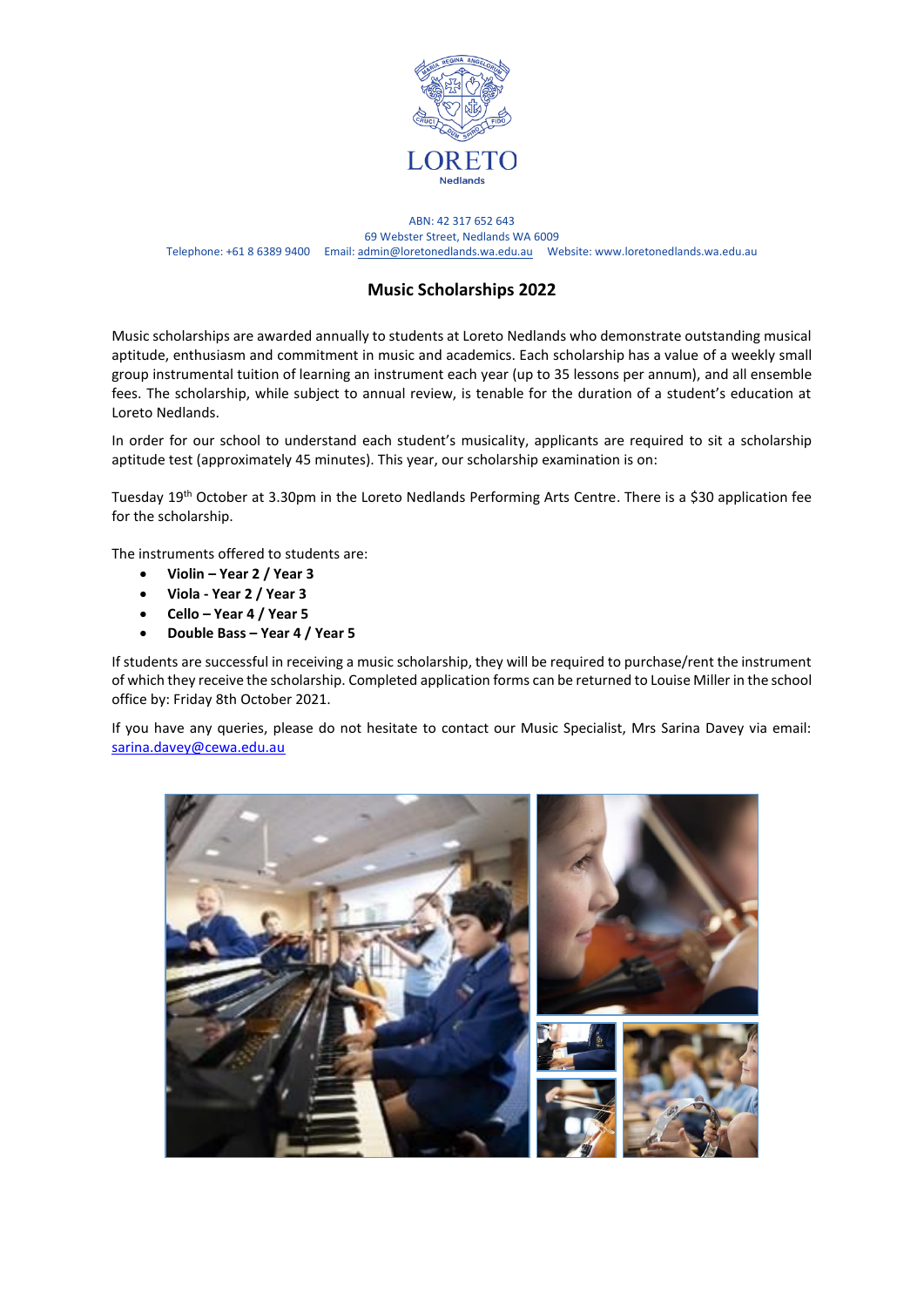LORETO

Nedlands

ABN: 42 317 652 643
69 Webster Street, Nedlands WA 6009
Telephone: +61 8 6389 9400 Email: admin@loretonedlands.wa.edu.au Website: www.loretonedlands.wa.edu.au

# Music Scholarships 2022

Music scholarships are awarded annually to students at Loreto Nedlands who demonstrate outstanding musical aptitude, enthusiasm and commitment in music and academics. Each scholarship has a value of a weekly small group instrumental tuition of learning an instrument each year (up to 35 lessons per annum), and all ensemble fees. The scholarship, while subject to annual review, is tenable for the duration of a student's education at Loreto Nedlands.

In order for our school to understand each student's musicality, applicants are required to sit a scholarship aptitude test (approximately 45 minutes). This year, our scholarship examination is on:

Tuesday 19th October at 3.30pm in the Loreto Nedlands Performing Arts Centre. There is a $30 application fee for the scholarship.

The instruments offered to students are:

- **Violin – Year 2 / Year 3**
- **Viola - Year 2 / Year 3**
- **Cello – Year 4 / Year 5**
- **Double Bass – Year 4 / Year 5**

If students are successful in receiving a music scholarship, they will be required to purchase/rent the instrument of which they receive the scholarship. Completed application forms can be returned to Louise Miller in the school office by: Friday 8th October 2021.

If you have any queries, please do not hesitate to contact our Music Specialist, Mrs Sarina Davey via email: sarina.davey@cewa.edu.au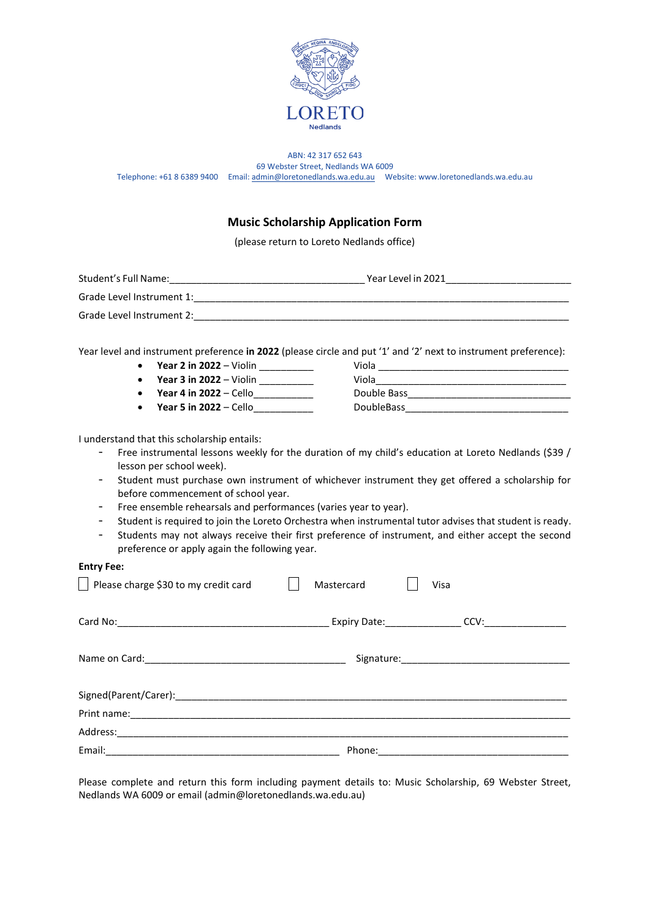LORETO

Nedlands

ABN: 42 317 652 643
69 Webster Street, Nedlands WA 6009
Telephone: +61 8 6389 9400    Email: admin@loretonedlands.wa.edu.au    Website: www.loretonedlands.wa.edu.au

## Music Scholarship Application Form

(please return to Loreto Nedlands office)

Student's Full Name:___________________________________ Year Level in 2021_______________________

Grade Level Instrument 1:_____________________________________________________________________

Grade Level Instrument 2:_____________________________________________________________________

Year level and instrument preference **in 2022** (please circle and put '1' and '2' next to instrument preference):

- **Year 2 in 2022** – Violin __________ Viola ___________________________________
- **Year 3 in 2022** – Violin __________ Viola___________________________________
- **Year 4 in 2022** – Cello___________ Double Bass______________________________
- **Year 5 in 2022** – Cello___________ DoubleBass______________________________

I understand that this scholarship entails:

- Free instrumental lessons weekly for the duration of my child's education at Loreto Nedlands ($39 / lesson per school week).
- Student must purchase own instrument of whichever instrument they get offered a scholarship for before commencement of school year.
- Free ensemble rehearsals and performances (varies year to year).
- Student is required to join the Loreto Orchestra when instrumental tutor advises that student is ready.
- Students may not always receive their first preference of instrument, and either accept the second preference or apply again the following year.

**Entry Fee:**

☐ Please charge $30 to my credit card    ☐ Mastercard    ☐ Visa

Card No:________________________________________ Expiry Date:______________ CCV:______________

Name on Card:_____________________________________ Signature:_______________________________

Signed(Parent/Carer):__________________________________________________________________________

Print name:_________________________________________________________________________________

Address:___________________________________________________________________________________

Email:____________________________________________ Phone:____________________________________

Please complete and return this form including payment details to: Music Scholarship, 69 Webster Street, Nedlands WA 6009 or email (admin@loretonedlands.wa.edu.au)